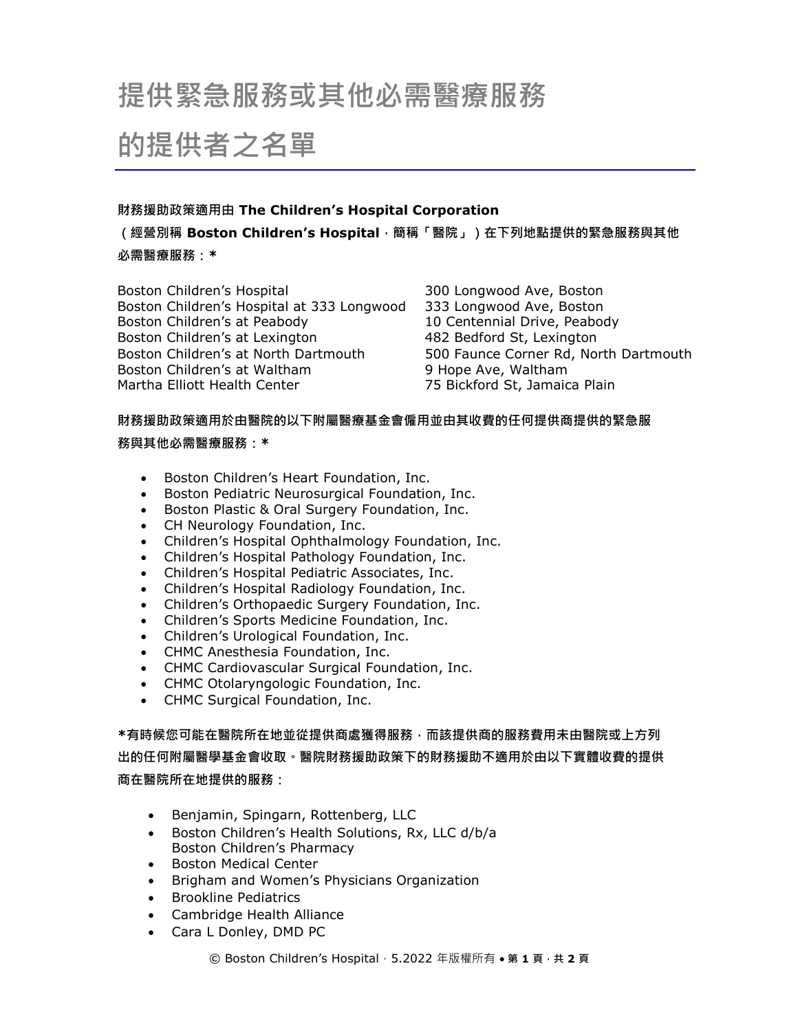# 提供緊急服務或其他必需醫療服務的提供者之名單

**財務援助政策適用由 The Children's Hospital Corporation**

**（經營別稱 Boston Children's Hospital，簡稱「醫院」）在下列地點提供的緊急服務與其他必需醫療服務：***

| | |
|---|---|
| Boston Children's Hospital | 300 Longwood Ave, Boston |
| Boston Children's Hospital at 333 Longwood | 333 Longwood Ave, Boston |
| Boston Children's at Peabody | 10 Centennial Drive, Peabody |
| Boston Children's at Lexington | 482 Bedford St, Lexington |
| Boston Children's at North Dartmouth | 500 Faunce Corner Rd, North Dartmouth |
| Boston Children's at Waltham | 9 Hope Ave, Waltham |
| Martha Elliott Health Center | 75 Bickford St, Jamaica Plain |

**財務援助政策適用於由醫院的以下附屬醫療基金會僱用並由其收費的任何提供商提供的緊急服務與其他必需醫療服務：***

- Boston Children's Heart Foundation, Inc.
- Boston Pediatric Neurosurgical Foundation, Inc.
- Boston Plastic & Oral Surgery Foundation, Inc.
- CH Neurology Foundation, Inc.
- Children's Hospital Ophthalmology Foundation, Inc.
- Children's Hospital Pathology Foundation, Inc.
- Children's Hospital Pediatric Associates, Inc.
- Children's Hospital Radiology Foundation, Inc.
- Children's Orthopaedic Surgery Foundation, Inc.
- Children's Sports Medicine Foundation, Inc.
- Children's Urological Foundation, Inc.
- CHMC Anesthesia Foundation, Inc.
- CHMC Cardiovascular Surgical Foundation, Inc.
- CHMC Otolaryngologic Foundation, Inc.
- CHMC Surgical Foundation, Inc.

***有時候您可能在醫院所在地並從提供商處獲得服務，而該提供商的服務費用未由醫院或上方列出的任何附屬醫學基金會收取。醫院財務援助政策下的財務援助不適用於由以下實體收費的提供商在醫院所在地提供的服務：**

- Benjamin, Spingarn, Rottenberg, LLC
- Boston Children's Health Solutions, Rx, LLC d/b/a Boston Children's Pharmacy
- Boston Medical Center
- Brigham and Women's Physicians Organization
- Brookline Pediatrics
- Cambridge Health Alliance
- Cara L Donley, DMD PC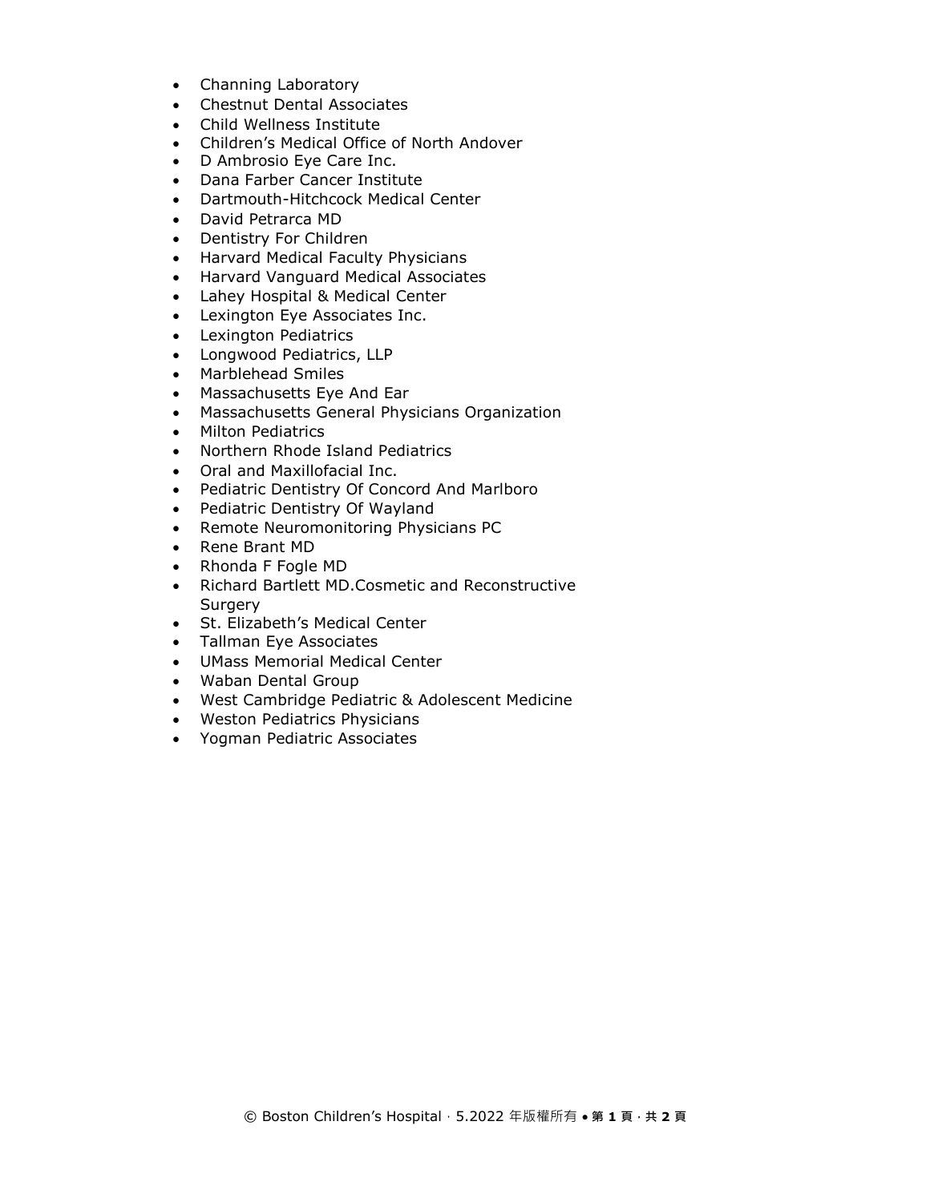- Channing Laboratory
- Chestnut Dental Associates
- Child Wellness Institute
- Children's Medical Office of North Andover
- D Ambrosio Eye Care Inc.
- Dana Farber Cancer Institute
- Dartmouth-Hitchcock Medical Center
- David Petrarca MD
- Dentistry For Children
- Harvard Medical Faculty Physicians
- Harvard Vanguard Medical Associates
- Lahey Hospital & Medical Center
- Lexington Eye Associates Inc.
- Lexington Pediatrics
- Longwood Pediatrics, LLP
- Marblehead Smiles
- Massachusetts Eye And Ear
- Massachusetts General Physicians Organization
- Milton Pediatrics
- Northern Rhode Island Pediatrics
- Oral and Maxillofacial Inc.
- Pediatric Dentistry Of Concord And Marlboro
- Pediatric Dentistry Of Wayland
- Remote Neuromonitoring Physicians PC
- Rene Brant MD
- Rhonda F Fogle MD
- Richard Bartlett MD.Cosmetic and Reconstructive Surgery
- St. Elizabeth's Medical Center
- Tallman Eye Associates
- UMass Memorial Medical Center
- Waban Dental Group
- West Cambridge Pediatric & Adolescent Medicine
- Weston Pediatrics Physicians
- Yogman Pediatric Associates